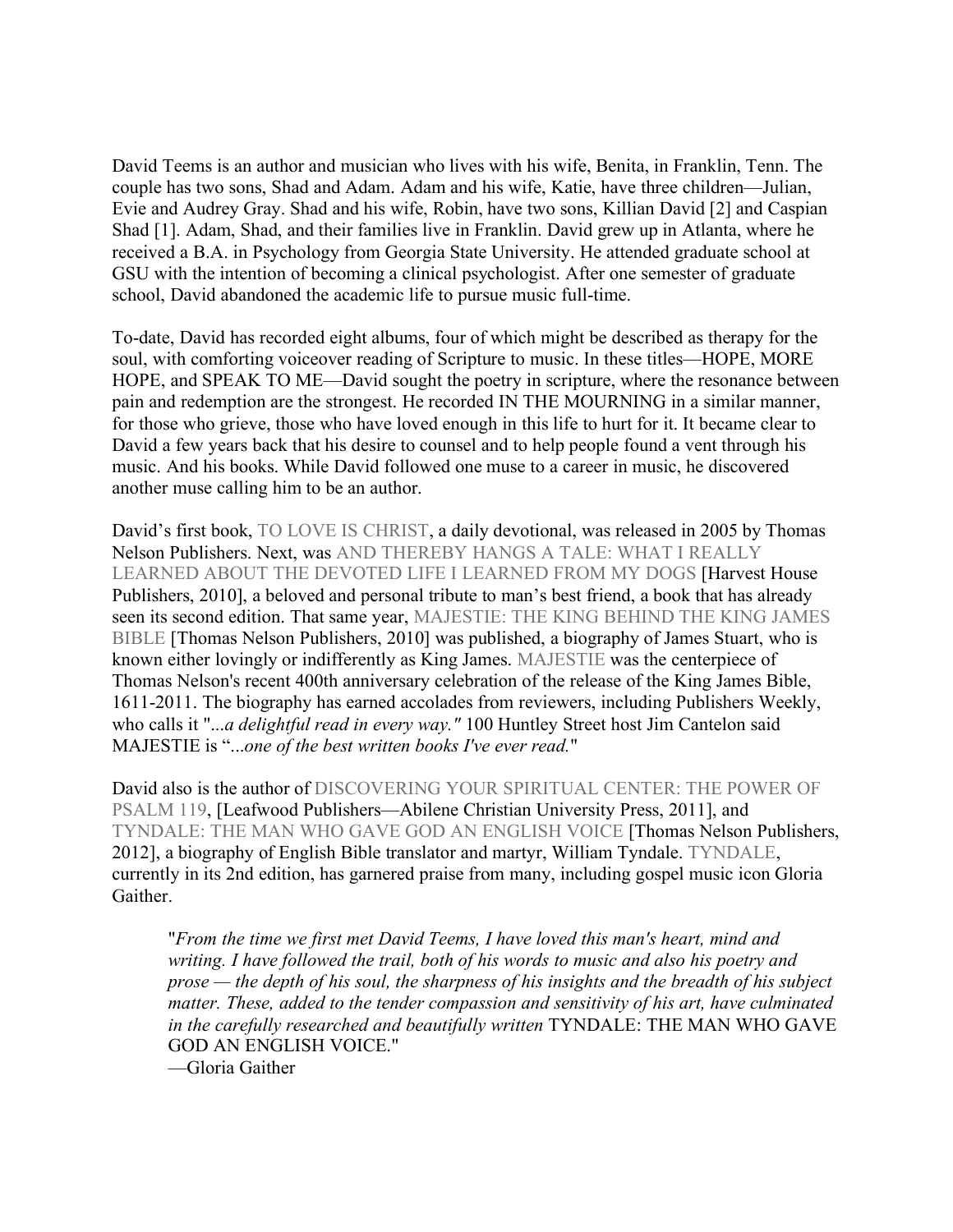David Teems is an author and musician who lives with his wife, Benita, in Franklin, Tenn. The couple has two sons, Shad and Adam. Adam and his wife, Katie, have three children—Julian, Evie and Audrey Gray. Shad and his wife, Robin, have two sons, Killian David [2] and Caspian Shad [1]. Adam, Shad, and their families live in Franklin. David grew up in Atlanta, where he received a B.A. in Psychology from Georgia State University. He attended graduate school at GSU with the intention of becoming a clinical psychologist. After one semester of graduate school, David abandoned the academic life to pursue music full-time.

To-date, David has recorded eight albums, four of which might be described as therapy for the soul, with comforting voiceover reading of Scripture to music. In these titles—HOPE, MORE HOPE, and SPEAK TO ME—David sought the poetry in scripture, where the resonance between pain and redemption are the strongest. He recorded IN THE MOURNING in a similar manner, for those who grieve, those who have loved enough in this life to hurt for it. It became clear to David a few years back that his desire to counsel and to help people found a vent through his music. And his books. While David followed one muse to a career in music, he discovered another muse calling him to be an author.

David's first book, TO LOVE IS CHRIST, a daily devotional, was released in 2005 by Thomas Nelson Publishers. Next, was AND THEREBY HANGS A TALE: WHAT I REALLY LEARNED ABOUT THE DEVOTED LIFE I LEARNED FROM MY DOGS [Harvest House Publishers, 2010], a beloved and personal tribute to man's best friend, a book that has already seen its second edition. That same year, MAJESTIE: THE KING BEHIND THE KING JAMES BIBLE [Thomas Nelson Publishers, 2010] was published, a biography of James Stuart, who is known either lovingly or indifferently as King James. MAJESTIE was the centerpiece of Thomas Nelson's recent 400th anniversary celebration of the release of the King James Bible, 1611-2011. The biography has earned accolades from reviewers, including Publishers Weekly, who calls it "*...a delightful read in every way."* 100 Huntley Street host Jim Cantelon said MAJESTIE is "*...one of the best written books I've ever read.*"

David also is the author of DISCOVERING YOUR SPIRITUAL CENTER: THE POWER OF PSALM 119, [Leafwood Publishers—Abilene Christian University Press, 2011], and TYNDALE: THE MAN WHO GAVE GOD AN ENGLISH VOICE [Thomas Nelson Publishers, 2012], a biography of English Bible translator and martyr, William Tyndale. TYNDALE, currently in its 2nd edition, has garnered praise from many, including gospel music icon Gloria Gaither.

> "*From the time we first met David Teems, I have loved this man's heart, mind and writing. I have followed the trail, both of his words to music and also his poetry and prose — the depth of his soul, the sharpness of his insights and the breadth of his subject matter. These, added to the tender compassion and sensitivity of his art, have culminated in the carefully researched and beautifully written* TYNDALE: THE MAN WHO GAVE GOD AN ENGLISH VOICE."
> —Gloria Gaither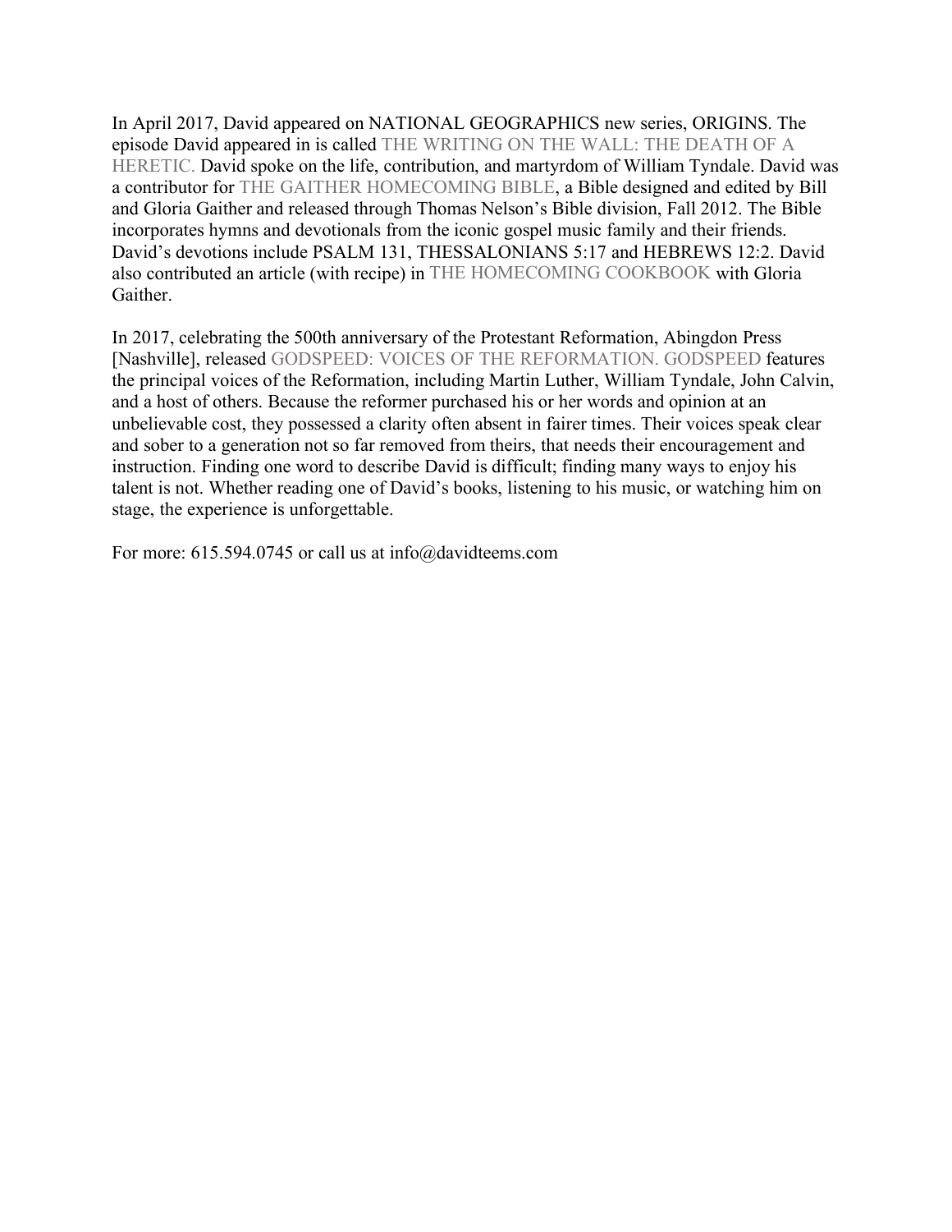In April 2017, David appeared on NATIONAL GEOGRAPHICS new series, ORIGINS. The episode David appeared in is called THE WRITING ON THE WALL: THE DEATH OF A HERETIC. David spoke on the life, contribution, and martyrdom of William Tyndale. David was a contributor for THE GAITHER HOMECOMING BIBLE, a Bible designed and edited by Bill and Gloria Gaither and released through Thomas Nelson's Bible division, Fall 2012. The Bible incorporates hymns and devotionals from the iconic gospel music family and their friends. David's devotions include PSALM 131, THESSALONIANS 5:17 and HEBREWS 12:2. David also contributed an article (with recipe) in THE HOMECOMING COOKBOOK with Gloria Gaither.

In 2017, celebrating the 500th anniversary of the Protestant Reformation, Abingdon Press [Nashville], released GODSPEED: VOICES OF THE REFORMATION. GODSPEED features the principal voices of the Reformation, including Martin Luther, William Tyndale, John Calvin, and a host of others. Because the reformer purchased his or her words and opinion at an unbelievable cost, they possessed a clarity often absent in fairer times. Their voices speak clear and sober to a generation not so far removed from theirs, that needs their encouragement and instruction. Finding one word to describe David is difficult; finding many ways to enjoy his talent is not. Whether reading one of David's books, listening to his music, or watching him on stage, the experience is unforgettable.

For more: 615.594.0745 or call us at info@davidteems.com